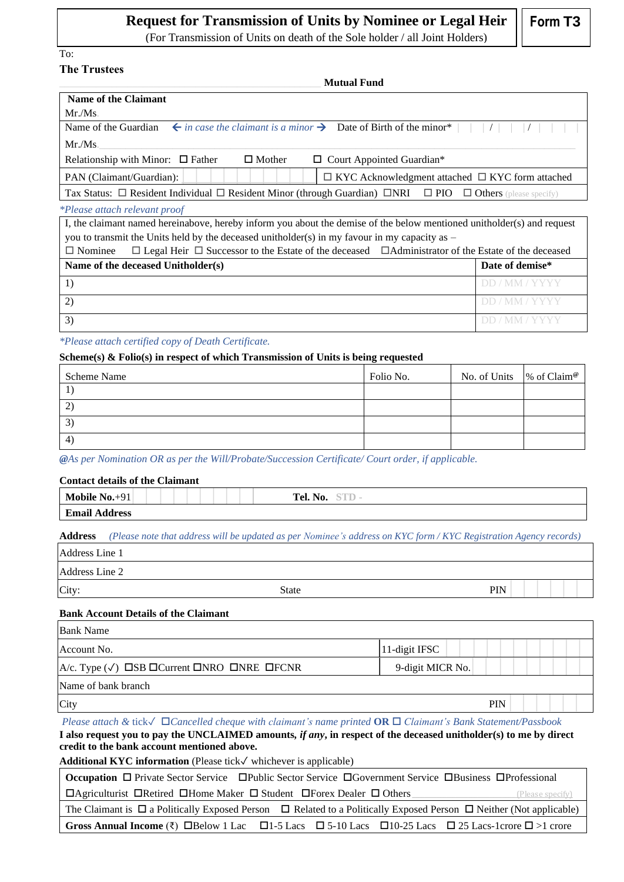# Request for Transmission of Units by Nominee or Legal Heir

**Form T3**

(For Transmission of Units on death of the Sole holder / all Joint Holders)

To:

**The Trustees**

**Mutual Fund**

| **Name of the Claimant** | |
|---|---|
| Mr./Ms | |
| Name of the Guardian ← *in case the claimant is a minor* → | Date of Birth of the minor* \| \| / \| \| / \| \| \| |
| Mr./Ms | |
| Relationship with Minor: ☐ Father ☐ Mother ☐ Court Appointed Guardian* | |
| PAN (Claimant/Guardian): | ☐ KYC Acknowledgment attached ☐ KYC form attached |
| Tax Status: ☐ Resident Individual ☐ Resident Minor (through Guardian) ☐NRI ☐ PIO ☐ Others (please specify) | |

*\*Please attach relevant proof*

I, the claimant named hereinabove, hereby inform you about the demise of the below mentioned unitholder(s) and request you to transmit the Units held by the deceased unitholder(s) in my favour in my capacity as –
☐ Nominee ☐ Legal Heir ☐ Successor to the Estate of the deceased ☐Administrator of the Estate of the deceased

| **Name of the deceased Unitholder(s)** | **Date of demise*** |
|---|---|
| 1) | DD / MM / YYYY |
| 2) | DD / MM / YYYY |
| 3) | DD / MM / YYYY |

*\*Please attach certified copy of Death Certificate.*

**Scheme(s) & Folio(s) in respect of which Transmission of Units is being requested**

| Scheme Name | Folio No. | No. of Units | % of Claim@ |
|---|---|---|---|
| 1) | | | |
| 2) | | | |
| 3) | | | |
| 4) | | | |

*@As per Nomination OR as per the Will/Probate/Succession Certificate/ Court order, if applicable.*

**Contact details of the Claimant**

| **Mobile No.**+91 | **Tel. No.** STD - |
|---|---|
| **Email Address** | |

**Address** *(Please note that address will be updated as per Nominee's address on KYC form / KYC Registration Agency records)*

| Address Line 1 | | |
|---|---|---|
| Address Line 2 | | |
| City: | State | PIN |

**Bank Account Details of the Claimant**

| Bank Name | |
|---|---|
| Account No. | 11-digit IFSC |
| A/c. Type (✓) ☐SB ☐Current ☐NRO ☐NRE ☐FCNR | 9-digit MICR No. |
| Name of bank branch | |
| City | PIN |

*Please attach & tick✓ ☐Cancelled cheque with claimant's name printed* **OR** *☐ Claimant's Bank Statement/Passbook*

**I also request you to pay the UNCLAIMED amounts, *if any*, in respect of the deceased unitholder(s) to me by direct credit to the bank account mentioned above.**

**Additional KYC information** (Please tick✓ whichever is applicable)

| |
|---|
| **Occupation** ☐ Private Sector Service ☐Public Sector Service ☐Government Service ☐Business ☐Professional ☐Agriculturist ☐Retired ☐Home Maker ☐ Student ☐Forex Dealer ☐ Others (Please specify) |
| The Claimant is ☐ a Politically Exposed Person ☐ Related to a Politically Exposed Person ☐ Neither (Not applicable) |
| **Gross Annual Income** (₹) ☐Below 1 Lac ☐1-5 Lacs ☐ 5-10 Lacs ☐10-25 Lacs ☐ 25 Lacs-1crore ☐ >1 crore |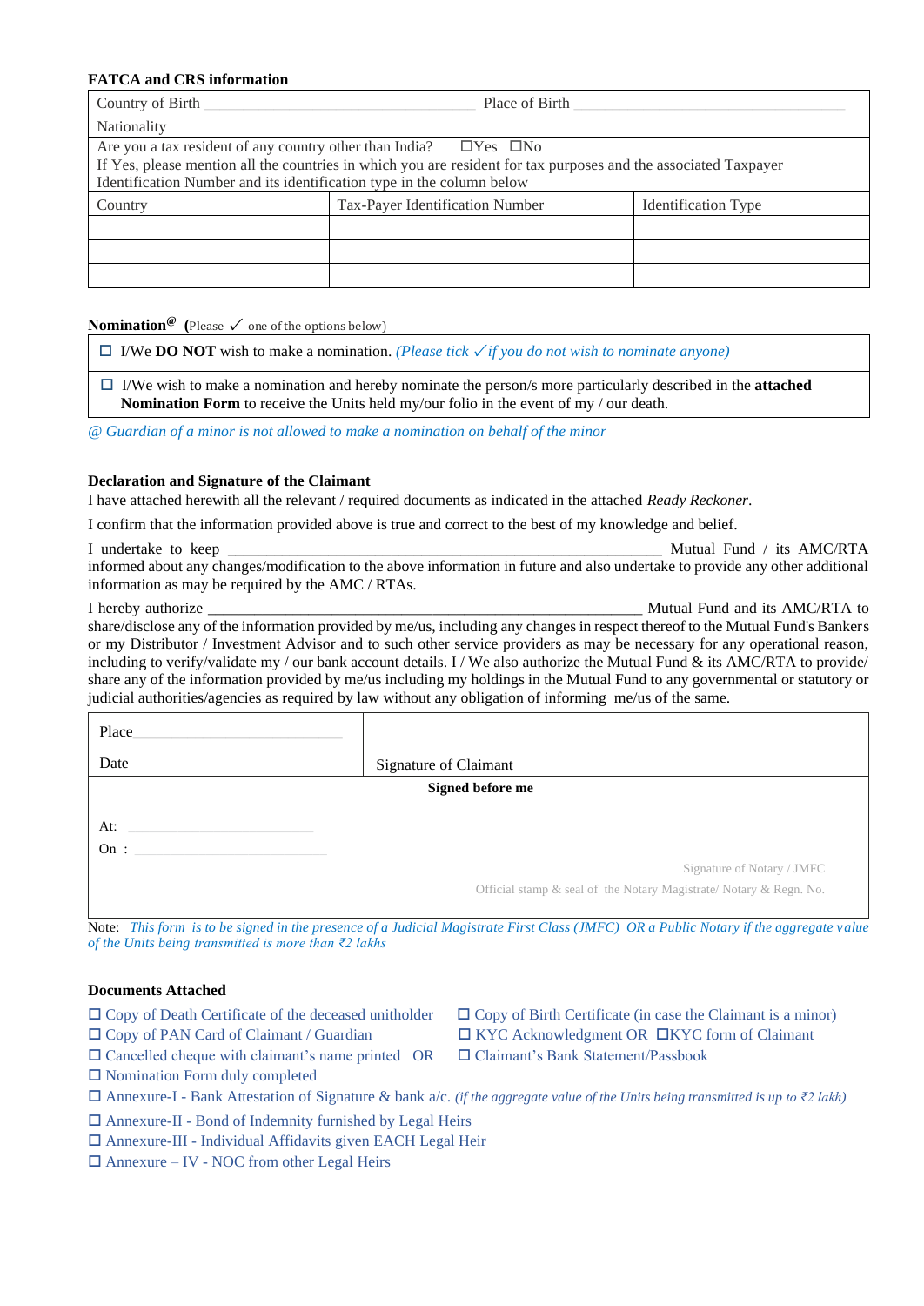**FATCA and CRS information**

| | | |
|---|---|---|
| Country of Birth ______________________ | Place of Birth ______________________ | |
| Nationality | | |
| Are you a tax resident of any country other than India? ☐Yes ☐No<br>If Yes, please mention all the countries in which you are resident for tax purposes and the associated Taxpayer Identification Number and its identification type in the column below | | |
| Country | Tax-Payer Identification Number | Identification Type |
| | | |
| | | |
| | | |

**Nomination**[@] (Please ✓ one of the options below)

☐ I/We **DO NOT** wish to make a nomination. *(Please tick ✓ if you do not wish to nominate anyone)*

☐ I/We wish to make a nomination and hereby nominate the person/s more particularly described in the **attached Nomination Form** to receive the Units held my/our folio in the event of my / our death.

*@ Guardian of a minor is not allowed to make a nomination on behalf of the minor*

**Declaration and Signature of the Claimant**

I have attached herewith all the relevant / required documents as indicated in the attached *Ready Reckoner*.

I confirm that the information provided above is true and correct to the best of my knowledge and belief.

I undertake to keep ______________________________________________ Mutual Fund / its AMC/RTA informed about any changes/modification to the above information in future and also undertake to provide any other additional information as may be required by the AMC / RTAs.

I hereby authorize ______________________________________________ Mutual Fund and its AMC/RTA to share/disclose any of the information provided by me/us, including any changes in respect thereof to the Mutual Fund's Bankers or my Distributor / Investment Advisor and to such other service providers as may be necessary for any operational reason, including to verify/validate my / our bank account details. I / We also authorize the Mutual Fund & its AMC/RTA to provide/ share any of the information provided by me/us including my holdings in the Mutual Fund to any governmental or statutory or judicial authorities/agencies as required by law without any obligation of informing me/us of the same.

| | |
|---|---|
| Place ______________<br><br>Date | Signature of Claimant |

**Signed before me**

At: ______________

On : ______________

Signature of Notary / JMFC

Official stamp & seal of the Notary Magistrate/ Notary & Regn. No.

Note: *This form is to be signed in the presence of a Judicial Magistrate First Class (JMFC) OR a Public Notary if the aggregate value of the Units being transmitted is more than ₹2 lakhs*

**Documents Attached**

☐ Copy of Death Certificate of the deceased unitholder

☐ Copy of Birth Certificate (in case the Claimant is a minor)

☐ Copy of PAN Card of Claimant / Guardian

☐ KYC Acknowledgment OR ☐KYC form of Claimant

☐ Cancelled cheque with claimant's name printed OR

☐ Claimant's Bank Statement/Passbook

☐ Nomination Form duly completed

☐ Annexure-I - Bank Attestation of Signature & bank a/c. *(if the aggregate value of the Units being transmitted is up to ₹2 lakh)*

☐ Annexure-II - Bond of Indemnity furnished by Legal Heirs

☐ Annexure-III - Individual Affidavits given EACH Legal Heir

☐ Annexure – IV - NOC from other Legal Heirs